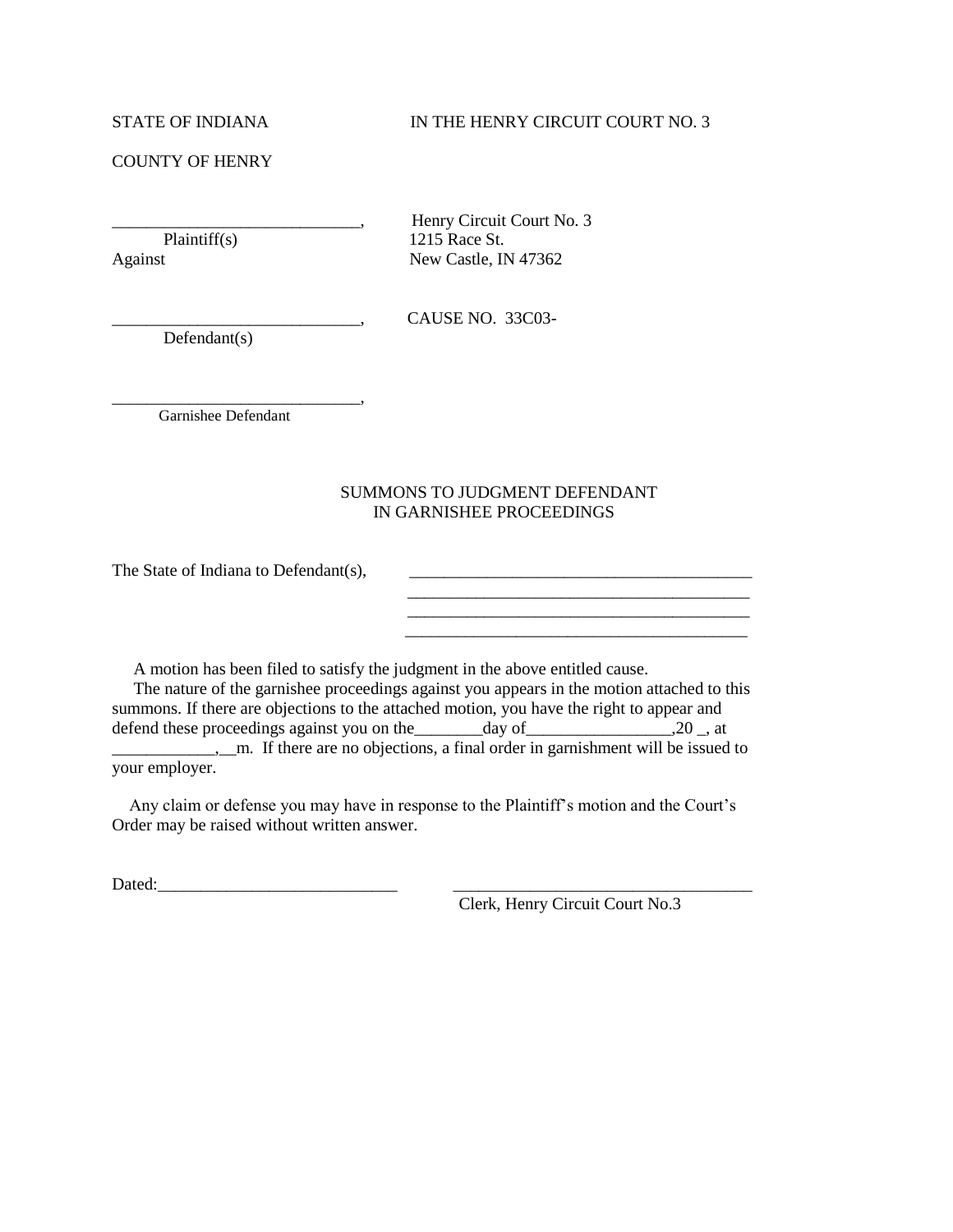STATE OF INDIANA　　　　　　　　IN THE HENRY CIRCUIT COURT NO. 3

COUNTY OF HENRY

_____________________________,　　Henry Circuit Court No. 3
Plaintiff(s)　　　　　　　　　　　1215 Race St.
Against　　　　　　　　　　　　　New Castle, IN 47362

_____________________________,　　CAUSE NO. 33C03-
Defendant(s)

_____________________________,
Garnishee Defendant

## SUMMONS TO JUDGMENT DEFENDANT
## IN GARNISHEE PROCEEDINGS

The State of Indiana to Defendant(s),　　_________________________________________
_________________________________________
_________________________________________
_________________________________________

A motion has been filed to satisfy the judgment in the above entitled cause.

The nature of the garnishee proceedings against you appears in the motion attached to this summons. If there are objections to the attached motion, you have the right to appear and defend these proceedings against you on the________day of_________________,20 _, at ____________,__m. If there are no objections, a final order in garnishment will be issued to your employer.

Any claim or defense you may have in response to the Plaintiff's motion and the Court's Order may be raised without written answer.

Dated:____________________________　　____________________________________
Clerk, Henry Circuit Court No.3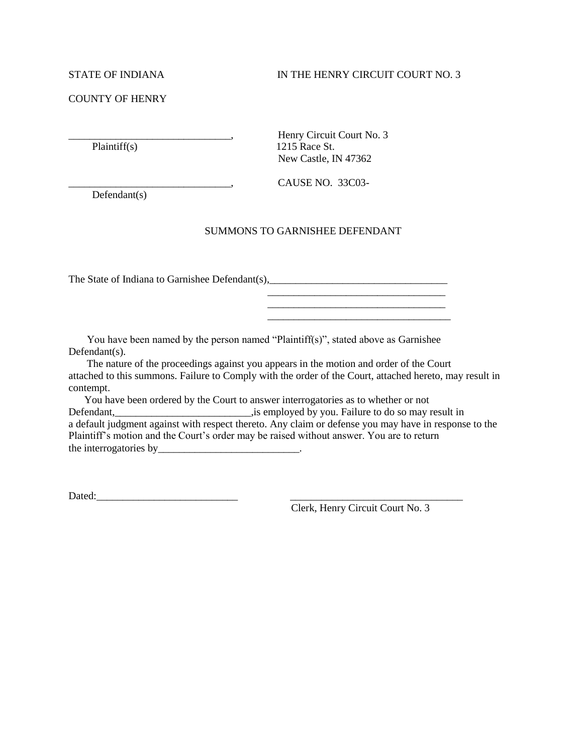STATE OF INDIANA　　　　　　　　　IN THE HENRY CIRCUIT COURT NO. 3

COUNTY OF HENRY

_______________________________,　　　　Henry Circuit Court No. 3
Plaintiff(s)　　　　　　　　　　　　　　1215 Race St.
　　　　　　　　　　　　　　　　　　　　New Castle, IN 47362

_______________________________,　　　　CAUSE NO. 33C03-
Defendant(s)

## SUMMONS TO GARNISHEE DEFENDANT

The State of Indiana to Garnishee Defendant(s),_________________________________
_________________________________
_________________________________
_________________________________

You have been named by the person named "Plaintiff(s)", stated above as Garnishee Defendant(s).

The nature of the proceedings against you appears in the motion and order of the Court attached to this summons. Failure to Comply with the order of the Court, attached hereto, may result in contempt.

You have been ordered by the Court to answer interrogatories as to whether or not Defendant,__________________________,is employed by you. Failure to do so may result in a default judgment against with respect thereto. Any claim or defense you may have in response to the Plaintiff's motion and the Court's order may be raised without answer. You are to return the interrogatories by__________________________.

Dated:___________________________　　　　_________________________________
　　　　　　　　　　　　　　　　　　　　Clerk, Henry Circuit Court No. 3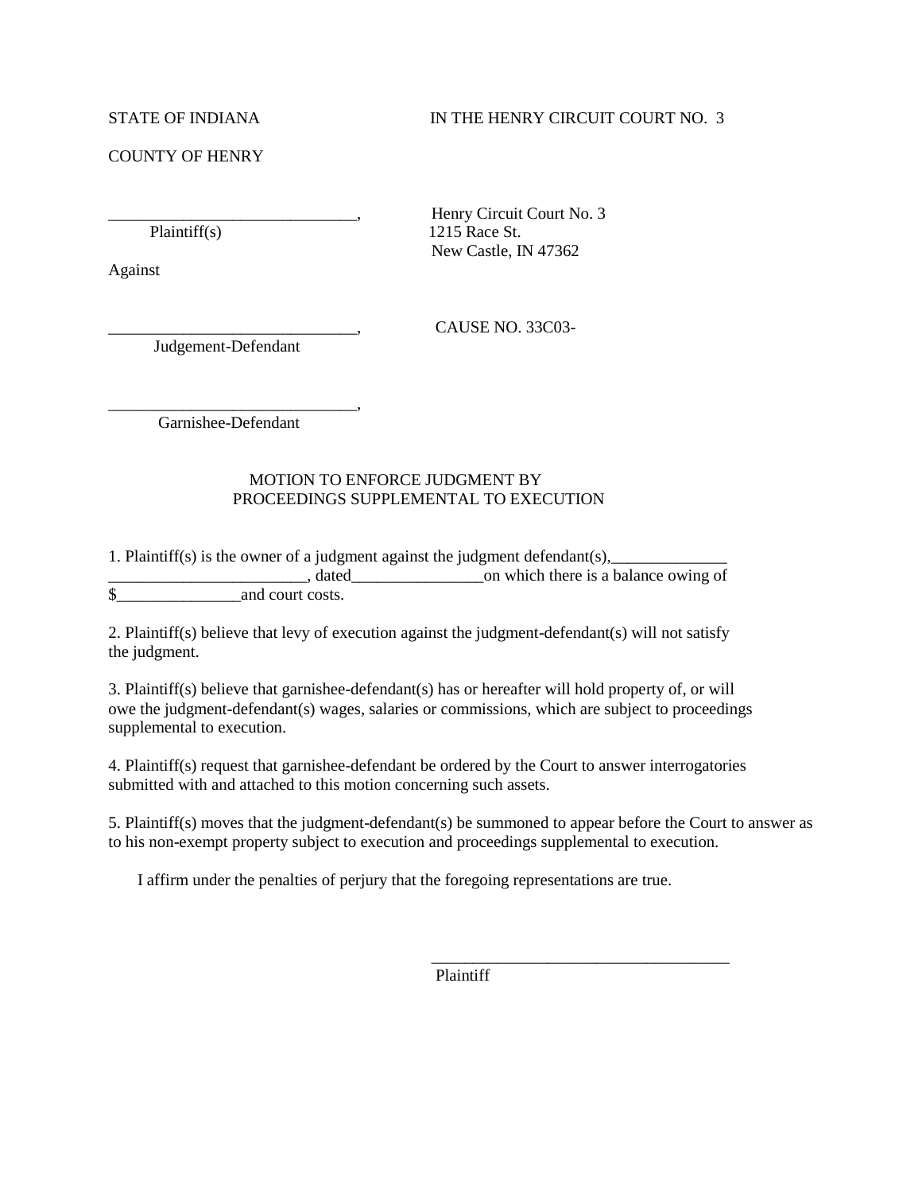STATE OF INDIANA IN THE HENRY CIRCUIT COURT NO. 3

COUNTY OF HENRY

______________________________, Henry Circuit Court No. 3
Plaintiff(s) 1215 Race St.
New Castle, IN 47362

Against

______________________________, CAUSE NO. 33C03-
Judgement-Defendant

______________________________,
Garnishee-Defendant

## MOTION TO ENFORCE JUDGMENT BY PROCEEDINGS SUPPLEMENTAL TO EXECUTION

1. Plaintiff(s) is the owner of a judgment against the judgment defendant(s),______________ ________________________, dated________________on which there is a balance owing of $_______________and court costs.

2. Plaintiff(s) believe that levy of execution against the judgment-defendant(s) will not satisfy the judgment.

3. Plaintiff(s) believe that garnishee-defendant(s) has or hereafter will hold property of, or will owe the judgment-defendant(s) wages, salaries or commissions, which are subject to proceedings supplemental to execution.

4. Plaintiff(s) request that garnishee-defendant be ordered by the Court to answer interrogatories submitted with and attached to this motion concerning such assets.

5. Plaintiff(s) moves that the judgment-defendant(s) be summoned to appear before the Court to answer as to his non-exempt property subject to execution and proceedings supplemental to execution.

I affirm under the penalties of perjury that the foregoing representations are true.

_____________________________________
Plaintiff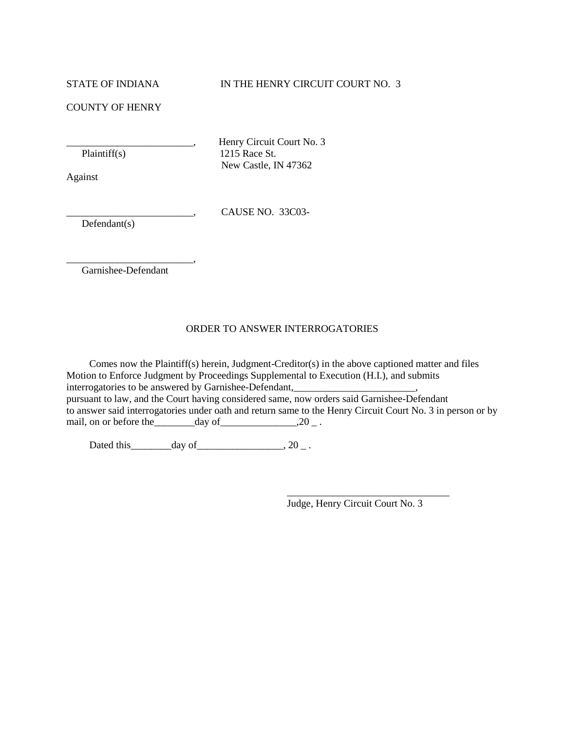STATE OF INDIANA IN THE HENRY CIRCUIT COURT NO. 3

COUNTY OF HENRY

_________________________, Henry Circuit Court No. 3
Plaintiff(s) 1215 Race St.
New Castle, IN 47362

Against

_________________________, CAUSE NO. 33C03-
Defendant(s)

_________________________,
Garnishee-Defendant

## ORDER TO ANSWER INTERROGATORIES

Comes now the Plaintiff(s) herein, Judgment-Creditor(s) in the above captioned matter and files Motion to Enforce Judgment by Proceedings Supplemental to Execution (H.I.), and submits interrogatories to be answered by Garnishee-Defendant,________________________, pursuant to law, and the Court having considered same, now orders said Garnishee-Defendant to answer said interrogatories under oath and return same to the Henry Circuit Court No. 3 in person or by mail, on or before the________day of_______________,20 _ .

Dated this________day of_________________, 20 _ .

________________________________
Judge, Henry Circuit Court No. 3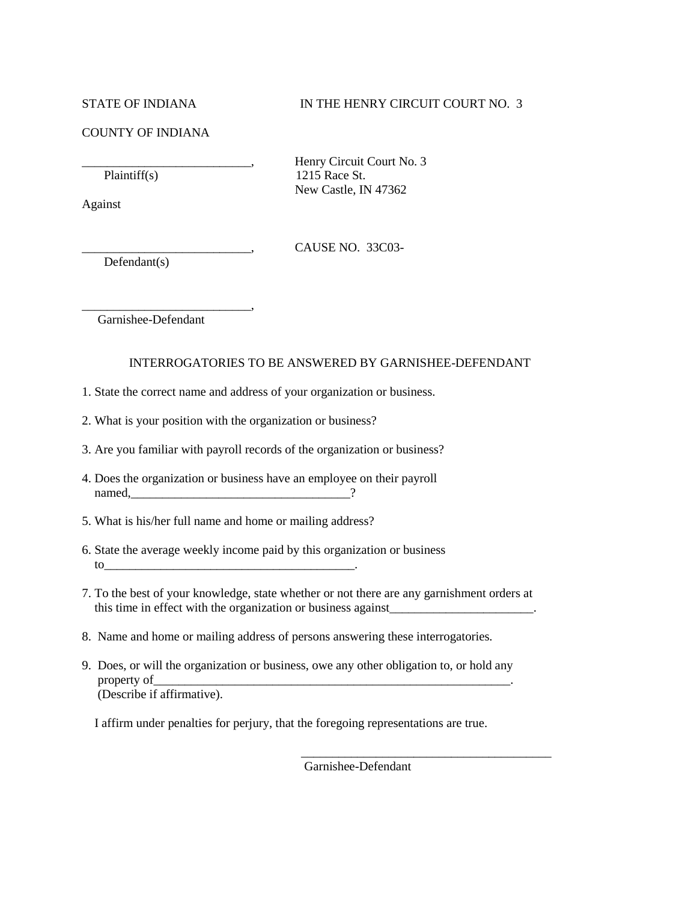STATE OF INDIANA IN THE HENRY CIRCUIT COURT NO. 3

COUNTY OF INDIANA

__________________________,
Plaintiff(s)

Henry Circuit Court No. 3
1215 Race St.
New Castle, IN 47362

Against

__________________________,
Defendant(s)

CAUSE NO. 33C03-

__________________________,
Garnishee-Defendant

## INTERROGATORIES TO BE ANSWERED BY GARNISHEE-DEFENDANT

1. State the correct name and address of your organization or business.

2. What is your position with the organization or business?

3. Are you familiar with payroll records of the organization or business?

4. Does the organization or business have an employee on their payroll named,___________________________________?

5. What is his/her full name and home or mailing address?

6. State the average weekly income paid by this organization or business to________________________________________.

7. To the best of your knowledge, state whether or not there are any garnishment orders at this time in effect with the organization or business against______________________.

8. Name and home or mailing address of persons answering these interrogatories.

9. Does, or will the organization or business, owe any other obligation to, or hold any property of__________________________________________________________. (Describe if affirmative).

I affirm under penalties for perjury, that the foregoing representations are true.

________________________________________
Garnishee-Defendant